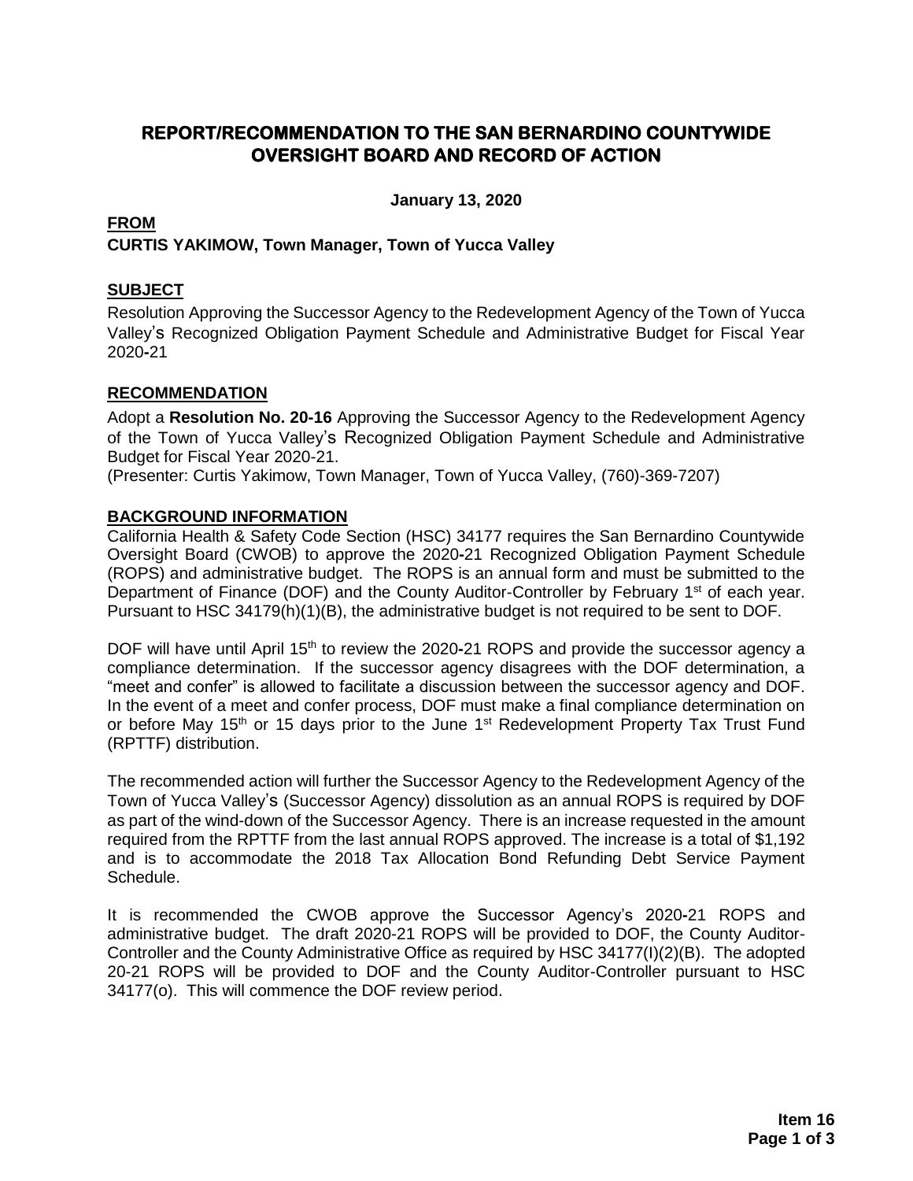# REPORT/RECOMMENDATION TO THE SAN BERNARDINO COUNTYWIDE OVERSIGHT BOARD AND RECORD OF ACTION

**January 13, 2020**

**FROM**

**CURTIS YAKIMOW, Town Manager, Town of Yucca Valley**

## SUBJECT

Resolution Approving the Successor Agency to the Redevelopment Agency of the Town of Yucca Valley's Recognized Obligation Payment Schedule and Administrative Budget for Fiscal Year 2020-21

## RECOMMENDATION

Adopt a **Resolution No. 20-16** Approving the Successor Agency to the Redevelopment Agency of the Town of Yucca Valley's Recognized Obligation Payment Schedule and Administrative Budget for Fiscal Year 2020-21.

(Presenter: Curtis Yakimow, Town Manager, Town of Yucca Valley, (760)-369-7207)

## BACKGROUND INFORMATION

California Health & Safety Code Section (HSC) 34177 requires the San Bernardino Countywide Oversight Board (CWOB) to approve the 2020-21 Recognized Obligation Payment Schedule (ROPS) and administrative budget. The ROPS is an annual form and must be submitted to the Department of Finance (DOF) and the County Auditor-Controller by February 1st of each year. Pursuant to HSC 34179(h)(1)(B), the administrative budget is not required to be sent to DOF.

DOF will have until April 15th to review the 2020-21 ROPS and provide the successor agency a compliance determination. If the successor agency disagrees with the DOF determination, a "meet and confer" is allowed to facilitate a discussion between the successor agency and DOF. In the event of a meet and confer process, DOF must make a final compliance determination on or before May 15th or 15 days prior to the June 1st Redevelopment Property Tax Trust Fund (RPTTF) distribution.

The recommended action will further the Successor Agency to the Redevelopment Agency of the Town of Yucca Valley's (Successor Agency) dissolution as an annual ROPS is required by DOF as part of the wind-down of the Successor Agency. There is an increase requested in the amount required from the RPTTF from the last annual ROPS approved. The increase is a total of $1,192 and is to accommodate the 2018 Tax Allocation Bond Refunding Debt Service Payment Schedule.

It is recommended the CWOB approve the Successor Agency's 2020-21 ROPS and administrative budget. The draft 2020-21 ROPS will be provided to DOF, the County Auditor-Controller and the County Administrative Office as required by HSC 34177(I)(2)(B). The adopted 20-21 ROPS will be provided to DOF and the County Auditor-Controller pursuant to HSC 34177(o). This will commence the DOF review period.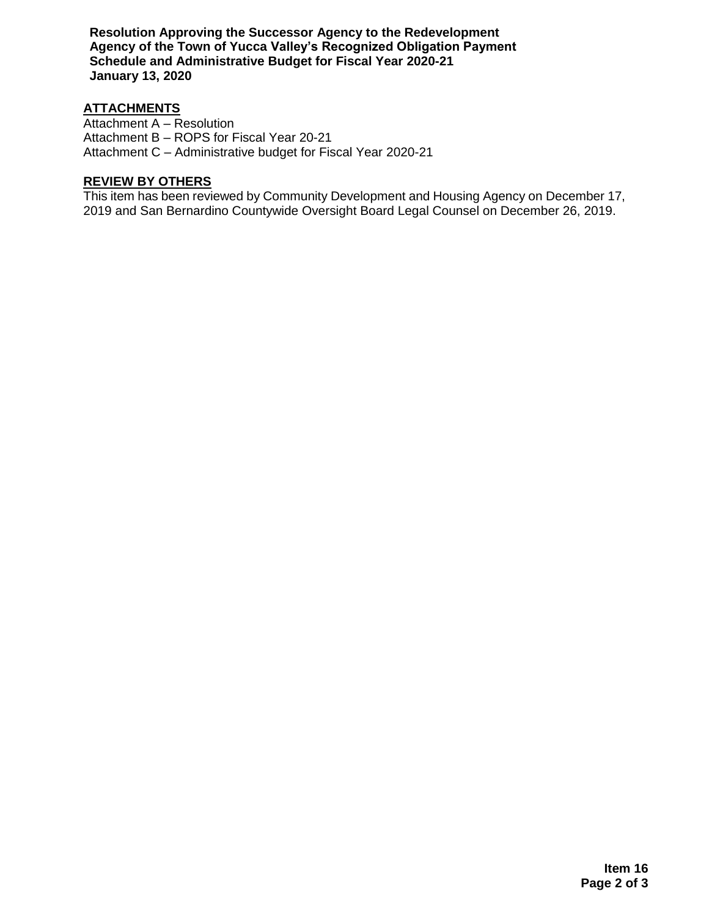## ATTACHMENTS

Attachment A – Resolution
Attachment B – ROPS for Fiscal Year 20-21
Attachment C – Administrative budget for Fiscal Year 2020-21

## REVIEW BY OTHERS

This item has been reviewed by Community Development and Housing Agency on December 17, 2019 and San Bernardino Countywide Oversight Board Legal Counsel on December 26, 2019.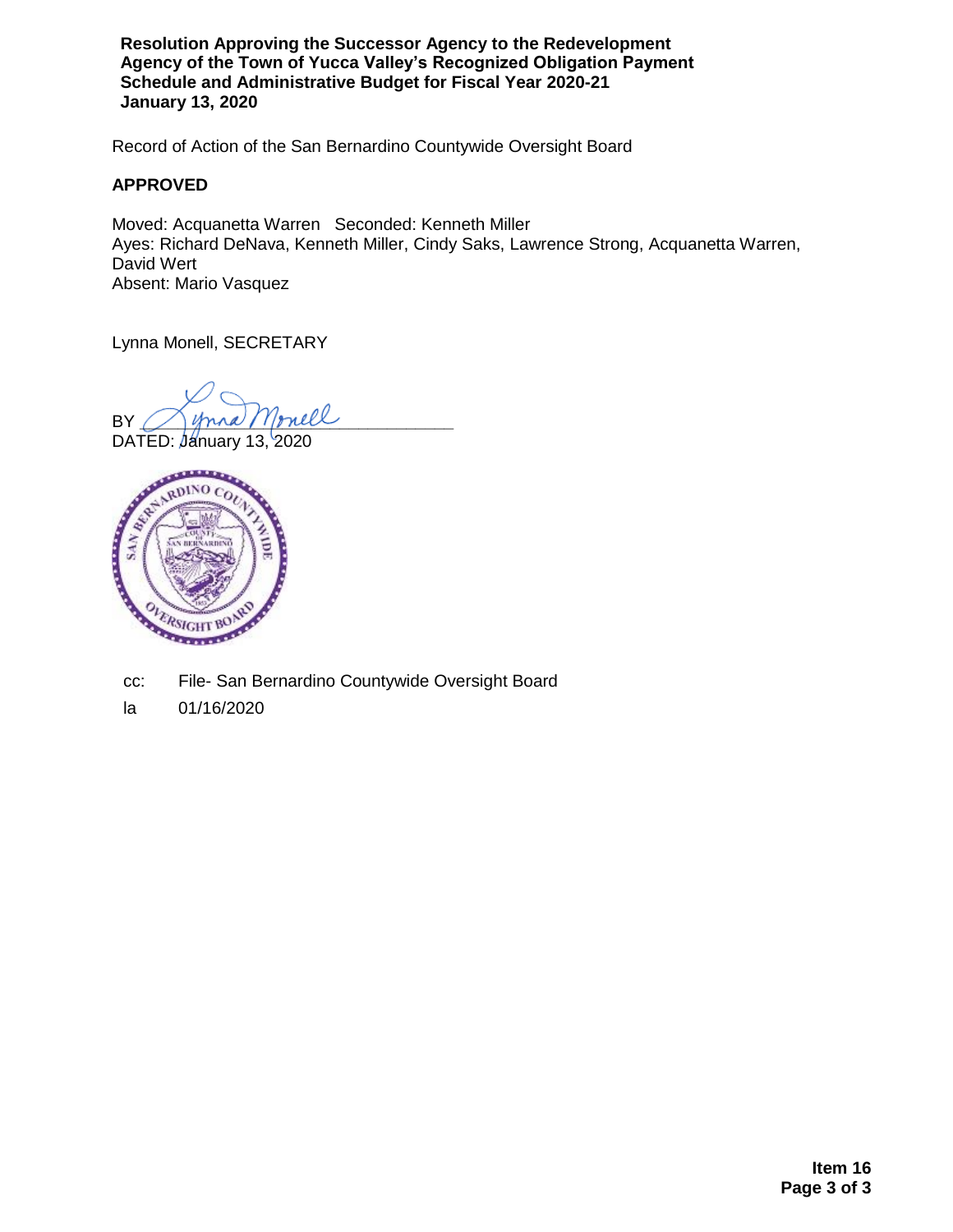**Resolution Approving the Successor Agency to the Redevelopment Agency of the Town of Yucca Valley's Recognized Obligation Payment Schedule and Administrative Budget for Fiscal Year 2020-21**
**January 13, 2020**

Record of Action of the San Bernardino Countywide Oversight Board

**APPROVED**

Moved: Acquanetta Warren Seconded: Kenneth Miller
Ayes: Richard DeNava, Kenneth Miller, Cindy Saks, Lawrence Strong, Acquanetta Warren, David Wert
Absent: Mario Vasquez

Lynna Monell, SECRETARY

BY ______________________________
DATED: January 13, 2020

cc: File- San Bernardino Countywide Oversight Board

la 01/16/2020

**Item 16**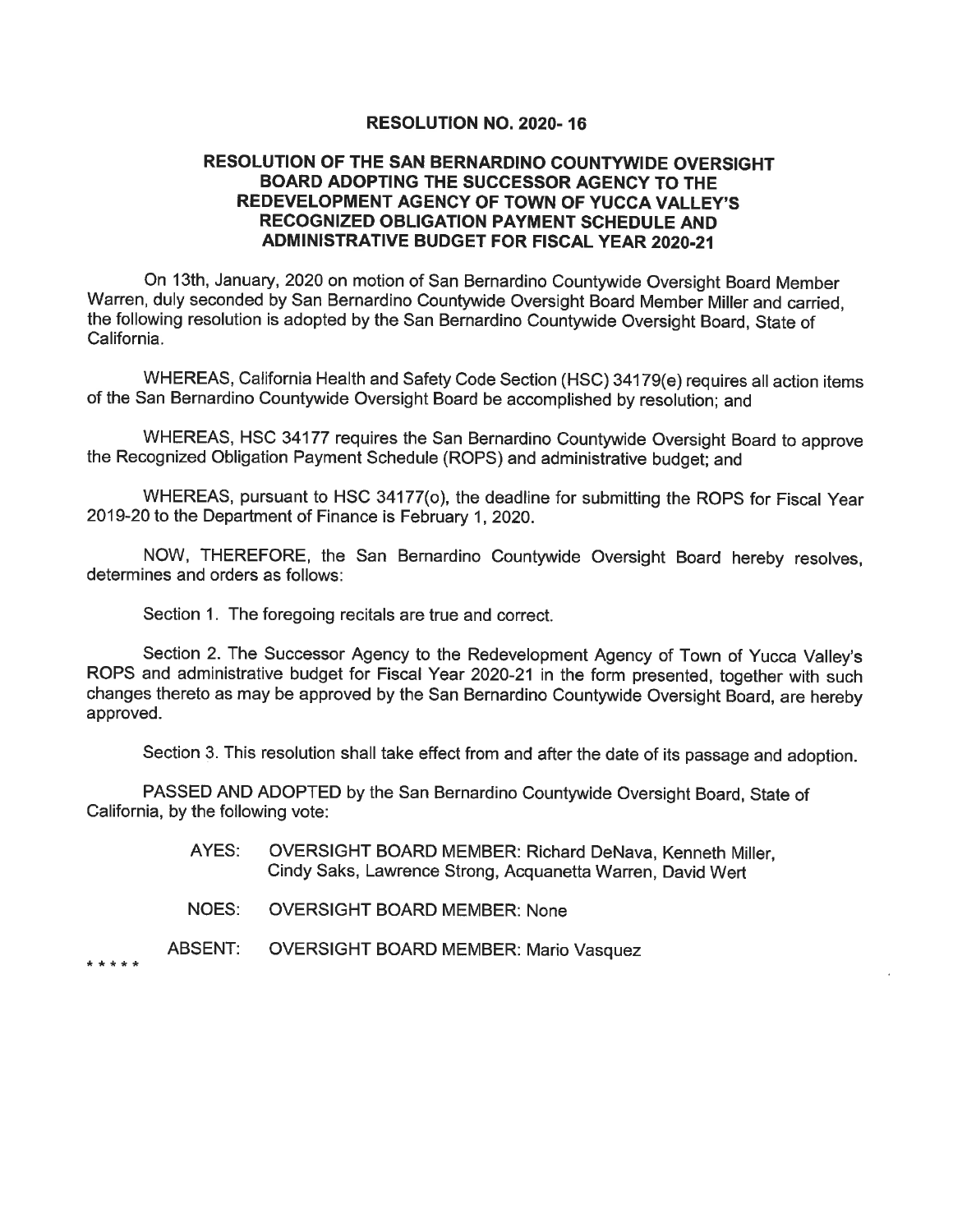**RESOLUTION NO. 2020- 16**

**RESOLUTION OF THE SAN BERNARDINO COUNTYWIDE OVERSIGHT BOARD ADOPTING THE SUCCESSOR AGENCY TO THE REDEVELOPMENT AGENCY OF TOWN OF YUCCA VALLEY'S RECOGNIZED OBLIGATION PAYMENT SCHEDULE AND ADMINISTRATIVE BUDGET FOR FISCAL YEAR 2020-21**

On 13th, January, 2020 on motion of San Bernardino Countywide Oversight Board Member Warren, duly seconded by San Bernardino Countywide Oversight Board Member Miller and carried, the following resolution is adopted by the San Bernardino Countywide Oversight Board, State of California.

WHEREAS, California Health and Safety Code Section (HSC) 34179(e) requires all action items of the San Bernardino Countywide Oversight Board be accomplished by resolution; and

WHEREAS, HSC 34177 requires the San Bernardino Countywide Oversight Board to approve the Recognized Obligation Payment Schedule (ROPS) and administrative budget; and

WHEREAS, pursuant to HSC 34177(o), the deadline for submitting the ROPS for Fiscal Year 2019-20 to the Department of Finance is February 1, 2020.

NOW, THEREFORE, the San Bernardino Countywide Oversight Board hereby resolves, determines and orders as follows:

Section 1. The foregoing recitals are true and correct.

Section 2. The Successor Agency to the Redevelopment Agency of Town of Yucca Valley's ROPS and administrative budget for Fiscal Year 2020-21 in the form presented, together with such changes thereto as may be approved by the San Bernardino Countywide Oversight Board, are hereby approved.

Section 3. This resolution shall take effect from and after the date of its passage and adoption.

PASSED AND ADOPTED by the San Bernardino Countywide Oversight Board, State of California, by the following vote:

AYES: OVERSIGHT BOARD MEMBER: Richard DeNava, Kenneth Miller, Cindy Saks, Lawrence Strong, Acquanetta Warren, David Wert

NOES: OVERSIGHT BOARD MEMBER: None

ABSENT: OVERSIGHT BOARD MEMBER: Mario Vasquez

\* \* \* \* \*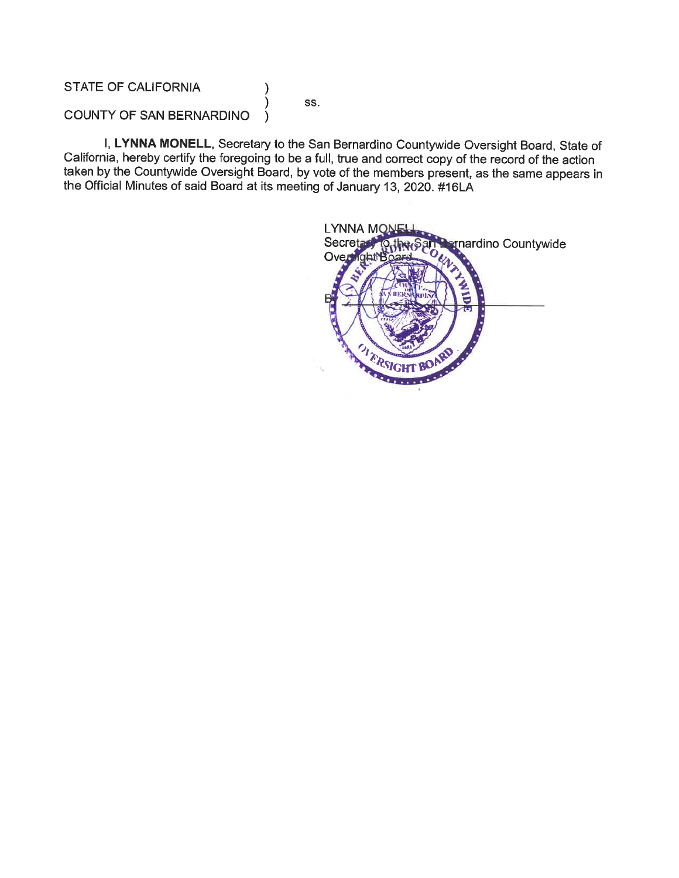STATE OF CALIFORNIA )  
) ss.  
COUNTY OF SAN BERNARDINO )

I, **LYNNA MONELL**, Secretary to the San Bernardino Countywide Oversight Board, State of California, hereby certify the foregoing to be a full, true and correct copy of the record of the action taken by the Countywide Oversight Board, by vote of the members present, as the same appears in the Official Minutes of said Board at its meeting of January 13, 2020. #16LA

LYNNA MONELL  
Secretary to the San Bernardino Countywide Oversight Board

By ______________________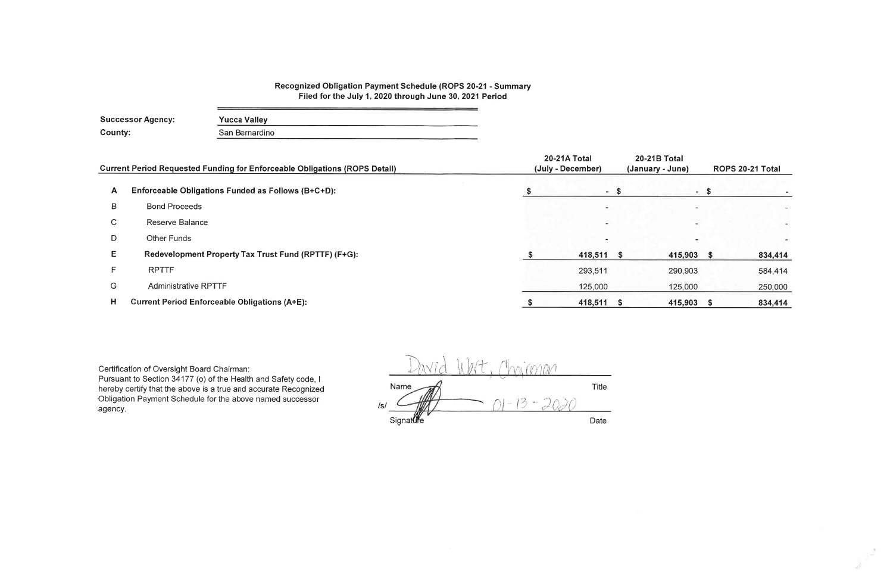**Recognized Obligation Payment Schedule (ROPS 20-21 - Summary**
**Filed for the July 1, 2020 through June 30, 2021 Period**

| | |
|---|---|
| **Successor Agency:** | **Yucca Valley** |
| **County:** | San Bernardino |

| | Current Period Requested Funding for Enforceable Obligations (ROPS Detail) | 20-21A Total (July - December) | 20-21B Total (January - June) | ROPS 20-21 Total |
|---|---|---|---|---|
| **A** | **Enforceable Obligations Funded as Follows (B+C+D):** | $ - | $ - | $ - |
| B | Bond Proceeds | - | - | - |
| C | Reserve Balance | - | - | - |
| D | Other Funds | - | - | - |
| **E** | **Redevelopment Property Tax Trust Fund (RPTTF) (F+G):** | **$ 418,511** | **$ 415,903** | **$ 834,414** |
| F | RPTTF | 293,511 | 290,903 | 584,414 |
| G | Administrative RPTTF | 125,000 | 125,000 | 250,000 |
| **H** | **Current Period Enforceable Obligations (A+E):** | **$ 418,511** | **$ 415,903** | **$ 834,414** |

Certification of Oversight Board Chairman:
Pursuant to Section 34177 (o) of the Health and Safety code, I hereby certify that the above is a true and accurate Recognized Obligation Payment Schedule for the above named successor agency.

| | |
|---|---|
| David Wert, Chairman | |
| Name | Title |
| /s/ [signature] | 01-13-2020 |
| Signature | Date |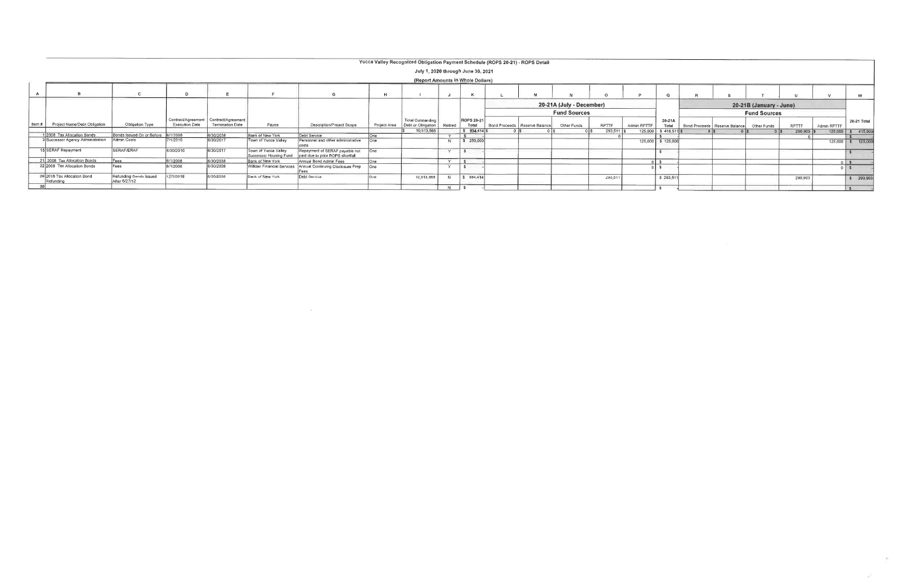# Yucca Valley Recognized Obligation Payment Schedule (ROPS 20-21) - ROPS Detail

## July 1, 2020 through June 30, 2021

### (Report Amounts in Whole Dollars)

| A | B | C | D | E | F | G | H | I | J | K | L | M | N | O | P | Q | R | S | T | U | V | W |
|---|---|---|---|---|---|---|---|---|---|---|---|---|---|---|---|---|---|---|---|---|---|---|
| | | | | | | | | | | | 20-21A (July - December) | | | | | | 20-21B (January - June) | | | | | |
| | | | | | | | | | | | Fund Sources | | | | | | Fund Sources | | | | | |
| Item # | Project Name/Debt Obligation | Obligation Type | Contract/Agreement Execution Date | Contract/Agreement Termination Date | Payee | Description/Project Scope | Project Area | Total Outstanding Debt or Obligation | Retired | ROPS 20-21 Total | Bond Proceeds | Reserve Balance | Other Funds | RPTTF | Admin RPTTF | 20-21A Total | Bond Proceeds | Reserve Balance | Other Funds | RPTTF | Admin RPTTF | 20-21 Total |
| | | | | | | | | $ 10,513,565 | | $ 834,414 | $ 0 | $ 0 | $ 0 | $ 293,511 | $ 125,000 | $ 418,511 | $ 0 | $ 0 | $ 0 | $ 290,903 | $ 125,000 | $ 415,903 |
| 1 | 2008 Tax Allocation Bonds | Bonds Issued On or Before 12/31/10 | 6/1/2008 | 6/30/2038 | Bank of New York | Debt Service | One | | Y | $ - | | | | 0 | | $ - | | | | 0 | | $ - |
| 3 | Successor Agency Administration | Admin Costs | 7/1/2016 | 6/30/2017 | Town of Yucca Valley | Personnel and other administrative costs | One | | N | $ 250,000 | | | | | 125,000 | $ 125,000 | | | | | 125,000 | $ 125,000 |
| 15 | SERAF Repayment | SERAF/ERAF | 6/30/2010 | 6/30/2017 | Town of Yucca Valley Successor Housing Fund | Repayment of SERAF payable not paid due to prior ROPS shortfall | One | | Y | $ - | | | | | | $ - | | | | | | $ - |
| 21 | 2008 Tax Allocation Bonds | Fees | 6/1/2008 | 6/30/2038 | Bank of New York | Annual Bond Admin Fees | One | | Y | $ - | | | | | 0 | $ - | | | | | 0 | $ - |
| 22 | 2008 Tax Allocation Bonds | Fees | 6/1/2008 | 6/30/2038 | Willdan Financial Services | Annual Continuing Disclosure Prep Fees | One | | Y | $ - | | | | | 0 | $ - | | | | | 0 | $ - |
| 29 | 2018 Tax Allocation Bond Refunding | Refunding Bonds Issued After 6/27/12 | 12/1/2018 | 6/30/2038 | Bank of New York | Debt Service | One | 10,513,565 | N | $ 584,414 | | | | 293,511 | | $ 293,511 | | | | 290,903 | | $ 290,903 |
| 30 | | | | | | | | | N | $ - | | | | | | $ - | | | | | | $ - |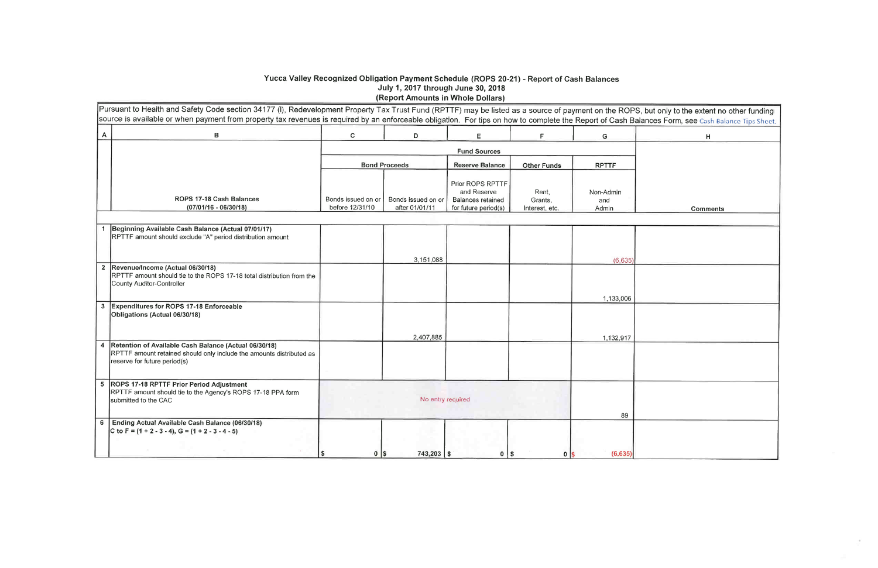# Yucca Valley Recognized Obligation Payment Schedule (ROPS 20-21) - Report of Cash Balances
## July 1, 2017 through June 30, 2018
## (Report Amounts in Whole Dollars)

Pursuant to Health and Safety Code section 34177 (l), Redevelopment Property Tax Trust Fund (RPTTF) may be listed as a source of payment on the ROPS, but only to the extent no other funding source is available or when payment from property tax revenues is required by an enforceable obligation. For tips on how to complete the Report of Cash Balances Form, see Cash Balance Tips Sheet.

| A | B | C | D | E | F | G | H |
|---|---|---|---|---|---|---|---|
| | | Fund Sources | | | | | |
| | | Bond Proceeds | | Reserve Balance | Other Funds | RPTTF | |
| | ROPS 17-18 Cash Balances (07/01/16 - 06/30/18) | Bonds issued on or before 12/31/10 | Bonds issued on or after 01/01/11 | Prior ROPS RPTTF and Reserve Balances retained for future period(s) | Rent, Grants, Interest, etc. | Non-Admin and Admin | Comments |
| 1 | **Beginning Available Cash Balance (Actual 07/01/17)** RPTTF amount should exclude "A" period distribution amount | | 3,151,088 | | | (6,635) | |
| 2 | **Revenue/Income (Actual 06/30/18)** RPTTF amount should tie to the ROPS 17-18 total distribution from the County Auditor-Controller | | | | | 1,133,006 | |
| 3 | **Expenditures for ROPS 17-18 Enforceable Obligations (Actual 06/30/18)** | | 2,407,885 | | | 1,132,917 | |
| 4 | **Retention of Available Cash Balance (Actual 06/30/18)** RPTTF amount retained should only include the amounts distributed as reserve for future period(s) | | | | | | |
| 5 | **ROPS 17-18 RPTTF Prior Period Adjustment** RPTTF amount should tie to the Agency's ROPS 17-18 PPA form submitted to the CAC | No entry required | | | | 89 | |
| 6 | **Ending Actual Available Cash Balance (06/30/18)** C to F = (1 + 2 - 3 - 4), G = (1 + 2 - 3 - 4 - 5) | $ 0 | $ 743,203 | $ 0 | $ 0 | $ (6,635) | |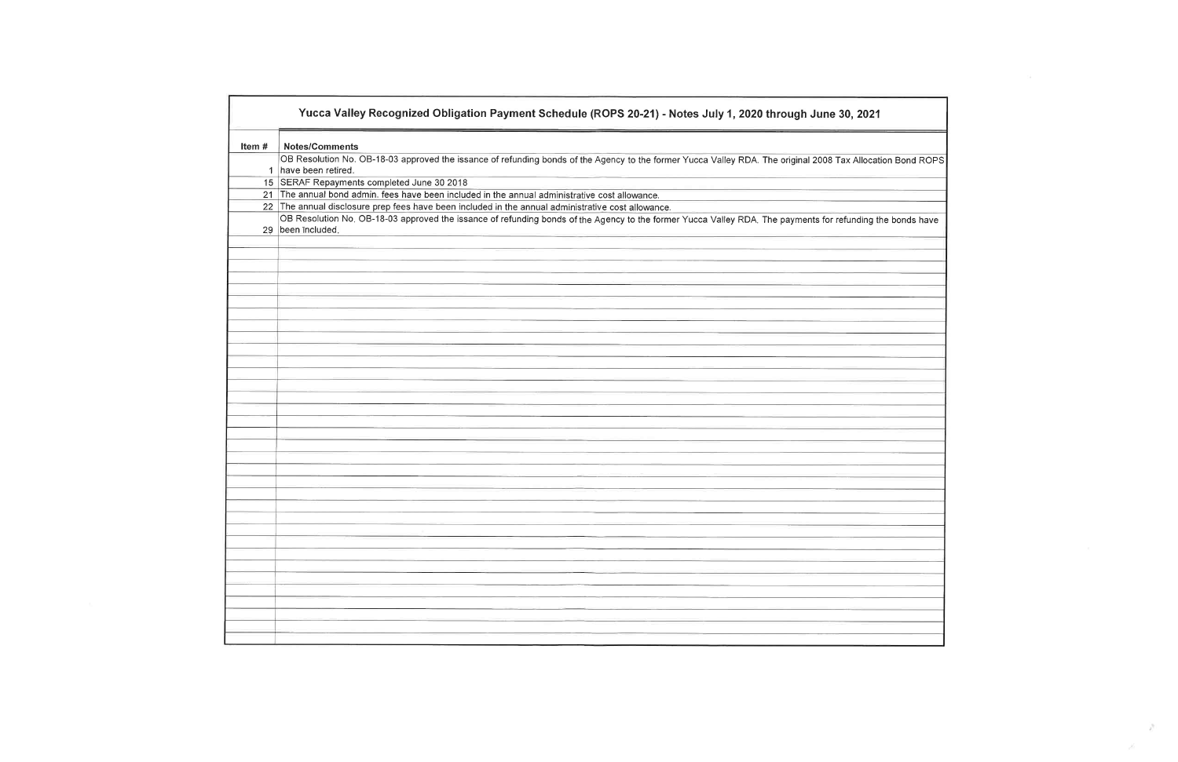## Yucca Valley Recognized Obligation Payment Schedule (ROPS 20-21) - Notes July 1, 2020 through June 30, 2021

| Item # | Notes/Comments |
|---|---|
| 1 | OB Resolution No. OB-18-03 approved the issance of refunding bonds of the Agency to the former Yucca Valley RDA. The original 2008 Tax Allocation Bond ROPS have been retired. |
| 15 | SERAF Repayments completed June 30 2018 |
| 21 | The annual bond admin. fees have been included in the annual administrative cost allowance. |
| 22 | The annual disclosure prep fees have been included in the annual administrative cost allowance. |
| 29 | OB Resolution No. OB-18-03 approved the issance of refunding bonds of the Agency to the former Yucca Valley RDA. The payments for refunding the bonds have been included. |